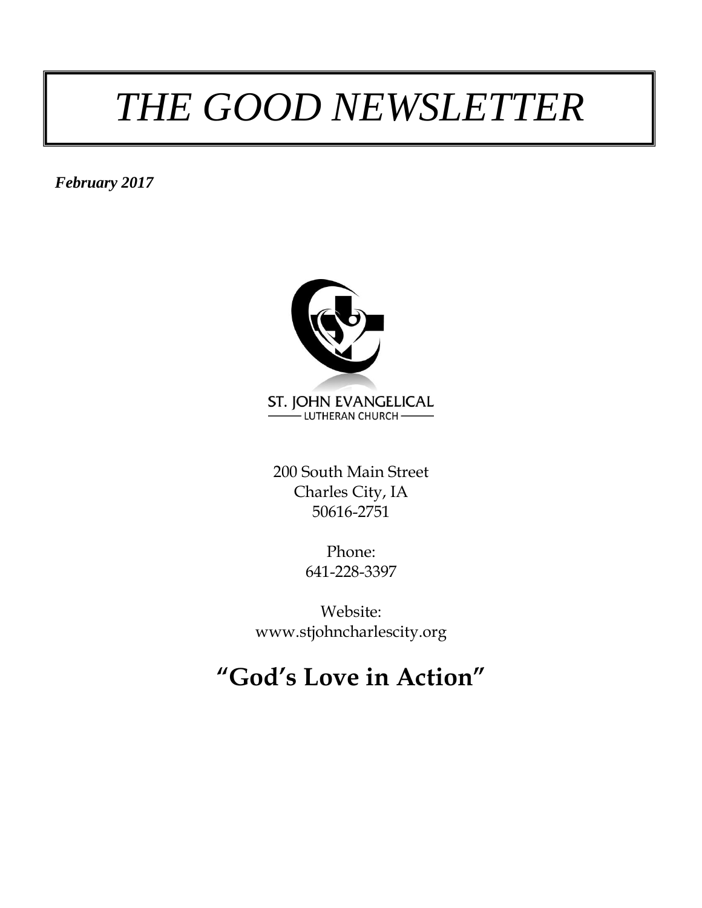# *THE GOOD NEWSLETTER*

***February 2017***

ST. JOHN EVANGELICAL

LUTHERAN CHURCH

200 South Main Street
Charles City, IA
50616-2751

Phone:
641-228-3397

Website:
www.stjohncharlescity.org

## **"God's Love in Action"**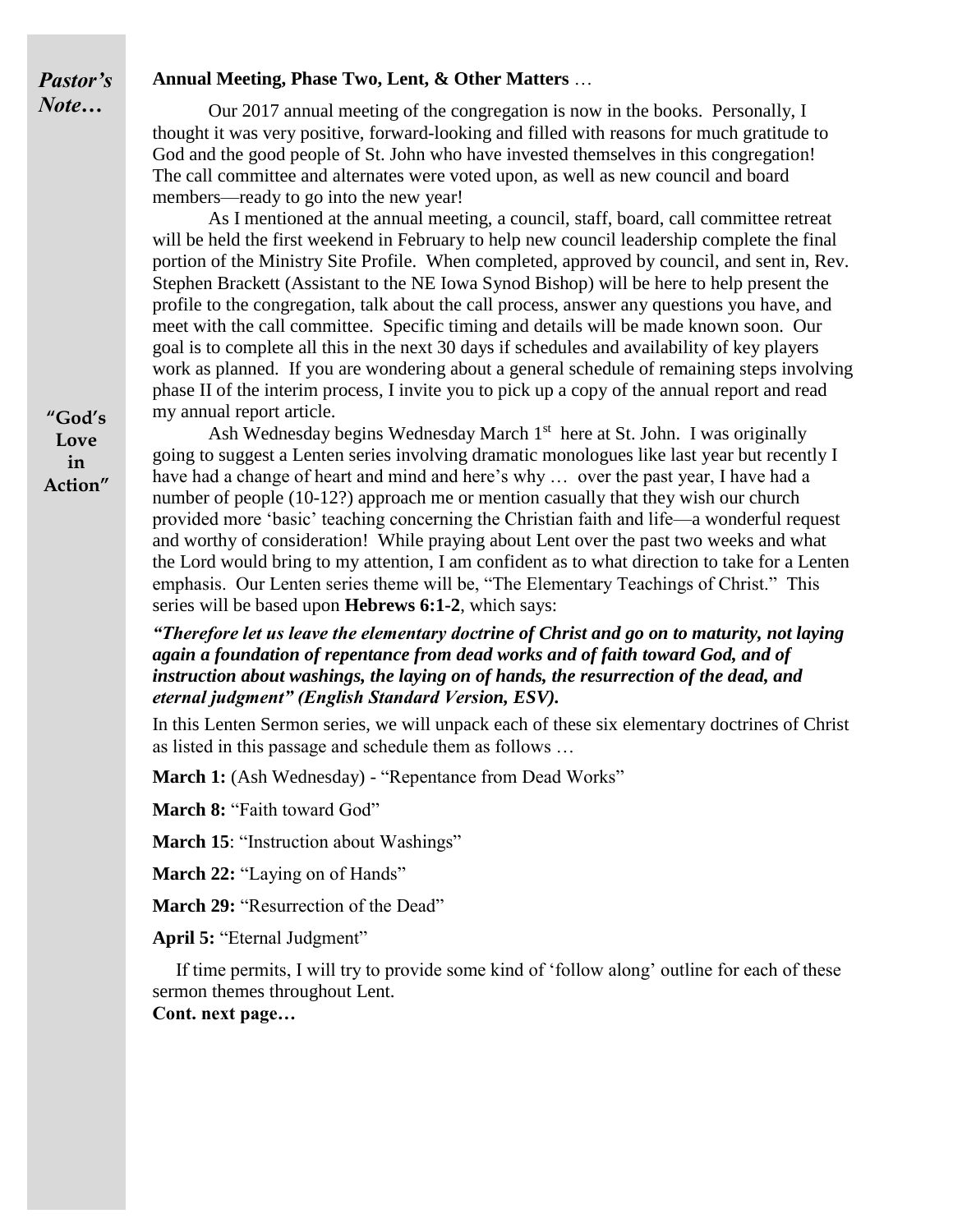## *Pastor's Note…*

**Annual Meeting, Phase Two, Lent, & Other Matters** …

Our 2017 annual meeting of the congregation is now in the books. Personally, I thought it was very positive, forward-looking and filled with reasons for much gratitude to God and the good people of St. John who have invested themselves in this congregation! The call committee and alternates were voted upon, as well as new council and board members—ready to go into the new year!

As I mentioned at the annual meeting, a council, staff, board, call committee retreat will be held the first weekend in February to help new council leadership complete the final portion of the Ministry Site Profile. When completed, approved by council, and sent in, Rev. Stephen Brackett (Assistant to the NE Iowa Synod Bishop) will be here to help present the profile to the congregation, talk about the call process, answer any questions you have, and meet with the call committee. Specific timing and details will be made known soon. Our goal is to complete all this in the next 30 days if schedules and availability of key players work as planned. If you are wondering about a general schedule of remaining steps involving phase II of the interim process, I invite you to pick up a copy of the annual report and read my annual report article.

**"God's Love in Action"**

Ash Wednesday begins Wednesday March 1st here at St. John. I was originally going to suggest a Lenten series involving dramatic monologues like last year but recently I have had a change of heart and mind and here's why … over the past year, I have had a number of people (10-12?) approach me or mention casually that they wish our church provided more 'basic' teaching concerning the Christian faith and life—a wonderful request and worthy of consideration! While praying about Lent over the past two weeks and what the Lord would bring to my attention, I am confident as to what direction to take for a Lenten emphasis. Our Lenten series theme will be, "The Elementary Teachings of Christ." This series will be based upon **Hebrews 6:1-2**, which says:

***"Therefore let us leave the elementary doctrine of Christ and go on to maturity, not laying again a foundation of repentance from dead works and of faith toward God, and of instruction about washings, the laying on of hands, the resurrection of the dead, and eternal judgment" (English Standard Version, ESV).***

In this Lenten Sermon series, we will unpack each of these six elementary doctrines of Christ as listed in this passage and schedule them as follows …

**March 1:** (Ash Wednesday) - "Repentance from Dead Works"

**March 8:** "Faith toward God"

**March 15**: "Instruction about Washings"

**March 22:** "Laying on of Hands"

**March 29:** "Resurrection of the Dead"

**April 5:** "Eternal Judgment"

If time permits, I will try to provide some kind of 'follow along' outline for each of these sermon themes throughout Lent.

**Cont. next page…**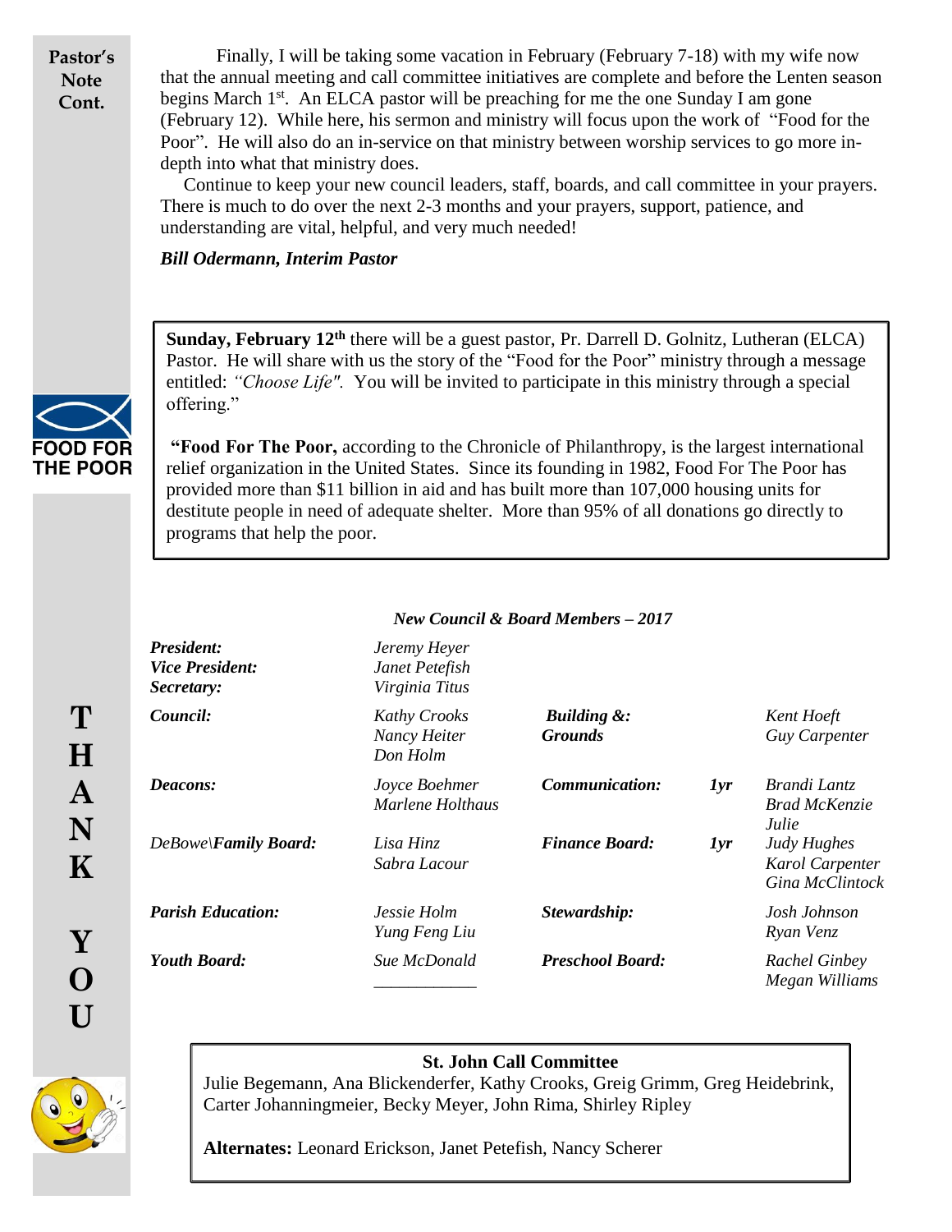**Pastor's Note Cont.**

Finally, I will be taking some vacation in February (February 7-18) with my wife now that the annual meeting and call committee initiatives are complete and before the Lenten season begins March 1st. An ELCA pastor will be preaching for me the one Sunday I am gone (February 12). While here, his sermon and ministry will focus upon the work of "Food for the Poor". He will also do an in-service on that ministry between worship services to go more in-depth into what that ministry does.

Continue to keep your new council leaders, staff, boards, and call committee in your prayers. There is much to do over the next 2-3 months and your prayers, support, patience, and understanding are vital, helpful, and very much needed!

***Bill Odermann, Interim Pastor***

FOOD FOR THE POOR

**Sunday, February 12th** there will be a guest pastor, Pr. Darrell D. Golnitz, Lutheran (ELCA) Pastor. He will share with us the story of the "Food for the Poor" ministry through a message entitled: *"Choose Life".* You will be invited to participate in this ministry through a special offering."

**"Food For The Poor,** according to the Chronicle of Philanthropy, is the largest international relief organization in the United States. Since its founding in 1982, Food For The Poor has provided more than $11 billion in aid and has built more than 107,000 housing units for destitute people in need of adequate shelter. More than 95% of all donations go directly to programs that help the poor.

**THANK YOU**

***New Council & Board Members – 2017***

| | | | | |
|---|---|---|---|---|
| ***President:*** | *Jeremy Heyer* | | | |
| ***Vice President:*** | *Janet Petefish* | | | |
| ***Secretary:*** | *Virginia Titus* | | | |
| ***Council:*** | *Kathy Crooks*<br>*Nancy Heiter*<br>*Don Holm* | ***Building & Grounds*** | | *Kent Hoeft*<br>*Guy Carpenter* |
| ***Deacons:*** | *Joyce Boehmer*<br>*Marlene Holthaus* | ***Communication:*** | ***1yr*** | *Brandi Lantz*<br>*Brad McKenzie*<br>*Julie* |
| *DeBowe\\**Family Board:*** | *Lisa Hinz*<br>*Sabra Lacour* | ***Finance Board:*** | ***1yr*** | *Judy Hughes*<br>*Karol Carpenter*<br>*Gina McClintock* |
| ***Parish Education:*** | *Jessie Holm*<br>*Yung Feng Liu* | ***Stewardship:*** | | *Josh Johnson*<br>*Ryan Venz* |
| ***Youth Board:*** | *Sue McDonald*<br>\_\_\_\_\_\_\_\_\_\_\_\_ | ***Preschool Board:*** | | *Rachel Ginbey*<br>*Megan Williams* |

**St. John Call Committee**

Julie Begemann, Ana Blickenderfer, Kathy Crooks, Greig Grimm, Greg Heidebrink, Carter Johanningmeier, Becky Meyer, John Rima, Shirley Ripley

**Alternates:** Leonard Erickson, Janet Petefish, Nancy Scherer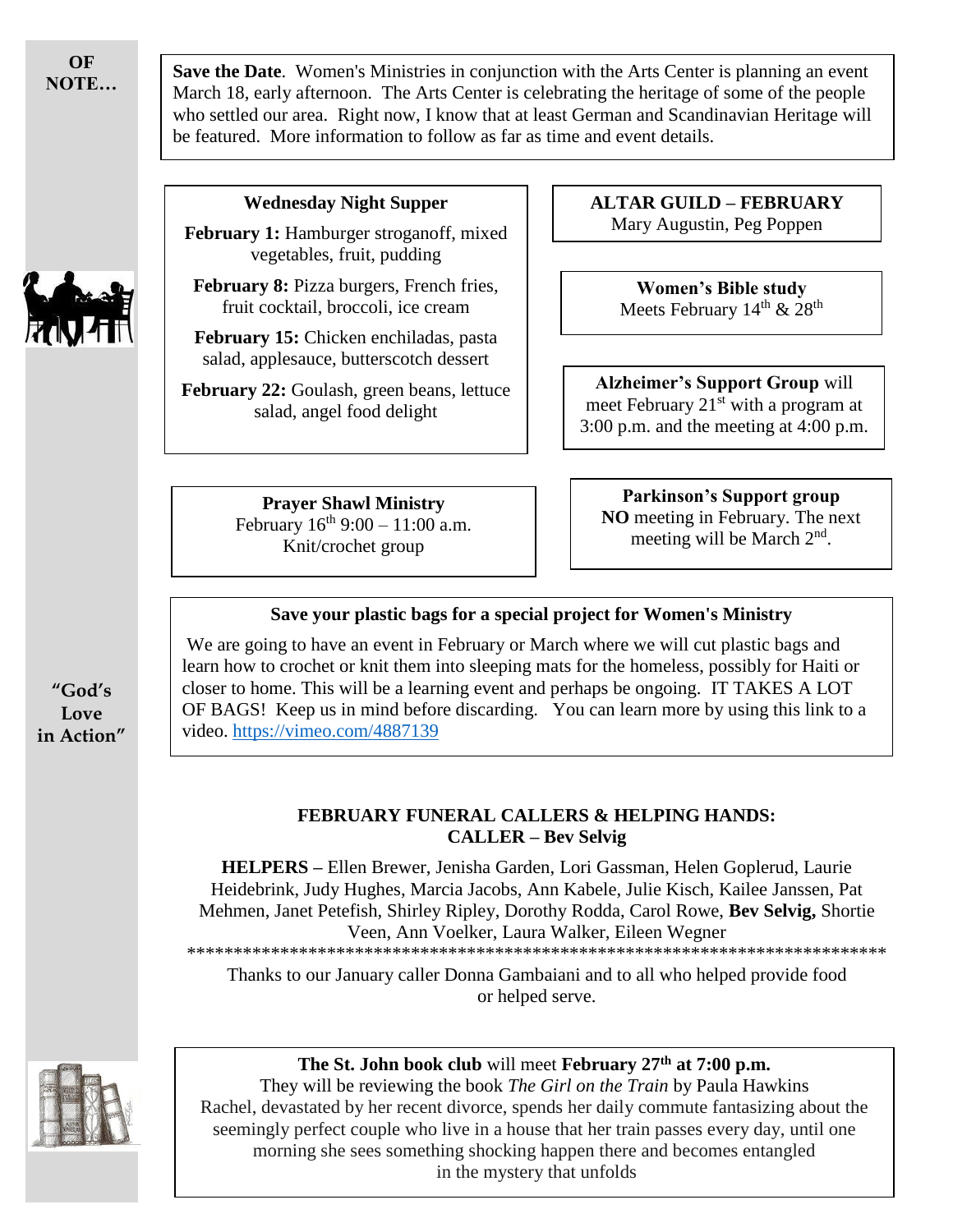**OF NOTE…**

**Save the Date**. Women's Ministries in conjunction with the Arts Center is planning an event March 18, early afternoon. The Arts Center is celebrating the heritage of some of the people who settled our area. Right now, I know that at least German and Scandinavian Heritage will be featured. More information to follow as far as time and event details.

**Wednesday Night Supper**

**February 1:** Hamburger stroganoff, mixed vegetables, fruit, pudding

**February 8:** Pizza burgers, French fries, fruit cocktail, broccoli, ice cream

**February 15:** Chicken enchiladas, pasta salad, applesauce, butterscotch dessert

**February 22:** Goulash, green beans, lettuce salad, angel food delight

**ALTAR GUILD – FEBRUARY**
Mary Augustin, Peg Poppen

**Women's Bible study**
Meets February 14th & 28th

**Alzheimer's Support Group** will meet February 21st with a program at 3:00 p.m. and the meeting at 4:00 p.m.

**Prayer Shawl Ministry**
February 16th 9:00 – 11:00 a.m.
Knit/crochet group

**Parkinson's Support group**
**NO** meeting in February. The next meeting will be March 2nd.

**Save your plastic bags for a special project for Women's Ministry**

We are going to have an event in February or March where we will cut plastic bags and learn how to crochet or knit them into sleeping mats for the homeless, possibly for Haiti or closer to home. This will be a learning event and perhaps be ongoing. IT TAKES A LOT OF BAGS! Keep us in mind before discarding. You can learn more by using this link to a video. https://vimeo.com/4887139

**"God's Love in Action"**

**FEBRUARY FUNERAL CALLERS & HELPING HANDS:**
**CALLER – Bev Selvig**

**HELPERS –** Ellen Brewer, Jenisha Garden, Lori Gassman, Helen Goplerud, Laurie Heidebrink, Judy Hughes, Marcia Jacobs, Ann Kabele, Julie Kisch, Kailee Janssen, Pat Mehmen, Janet Petefish, Shirley Ripley, Dorothy Rodda, Carol Rowe, **Bev Selvig,** Shortie Veen, Ann Voelker, Laura Walker, Eileen Wegner

******************************************************************************

Thanks to our January caller Donna Gambaiani and to all who helped provide food or helped serve.

**The St. John book club** will meet **February 27th at 7:00 p.m.**
They will be reviewing the book *The Girl on the Train* by Paula Hawkins
Rachel, devastated by her recent divorce, spends her daily commute fantasizing about the seemingly perfect couple who live in a house that her train passes every day, until one morning she sees something shocking happen there and becomes entangled in the mystery that unfolds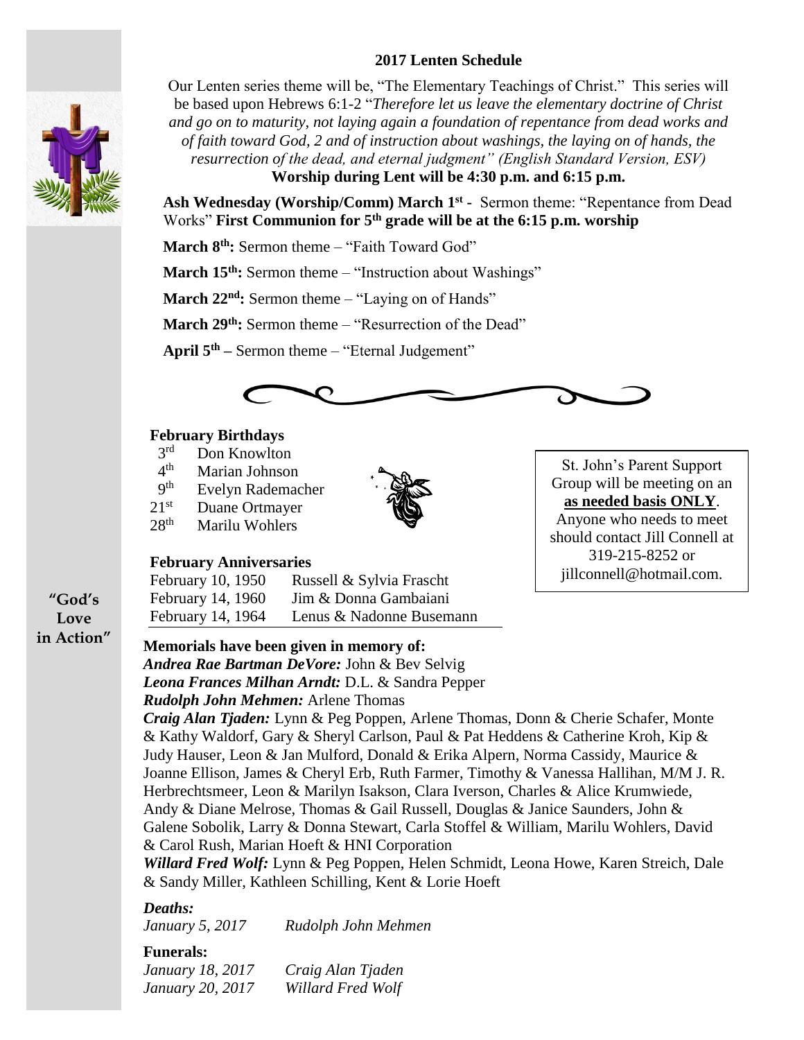## 2017 Lenten Schedule

Our Lenten series theme will be, "The Elementary Teachings of Christ." This series will be based upon Hebrews 6:1-2 "*Therefore let us leave the elementary doctrine of Christ and go on to maturity, not laying again a foundation of repentance from dead works and of faith toward God, 2 and of instruction about washings, the laying on of hands, the resurrection of the dead, and eternal judgment" (English Standard Version, ESV)*

**Worship during Lent will be 4:30 p.m. and 6:15 p.m.**

**Ash Wednesday (Worship/Comm) March 1st -** Sermon theme: "Repentance from Dead Works" **First Communion for 5th grade will be at the 6:15 p.m. worship**

**March 8th:** Sermon theme – "Faith Toward God"

**March 15th:** Sermon theme – "Instruction about Washings"

**March 22nd:** Sermon theme – "Laying on of Hands"

**March 29th:** Sermon theme – "Resurrection of the Dead"

**April 5th –** Sermon theme – "Eternal Judgement"

### February Birthdays

- 3rd Don Knowlton
- 4th Marian Johnson
- 9th Evelyn Rademacher
- 21st Duane Ortmayer
- 28th Marilu Wohlers

### February Anniversaries

| | |
|---|---|
| February 10, 1950 | Russell & Sylvia Frascht |
| February 14, 1960 | Jim & Donna Gambaiani |
| February 14, 1964 | Lenus & Nadonne Busemann |

St. John's Parent Support Group will be meeting on an **as needed basis ONLY**. Anyone who needs to meet should contact Jill Connell at 319-215-8252 or jillconnell@hotmail.com.

"God's Love in Action"

**Memorials have been given in memory of:**

***Andrea Rae Bartman DeVore:*** John & Bev Selvig

***Leona Frances Milhan Arndt:*** D.L. & Sandra Pepper

***Rudolph John Mehmen:*** Arlene Thomas

***Craig Alan Tjaden:*** Lynn & Peg Poppen, Arlene Thomas, Donn & Cherie Schafer, Monte & Kathy Waldorf, Gary & Sheryl Carlson, Paul & Pat Heddens & Catherine Kroh, Kip & Judy Hauser, Leon & Jan Mulford, Donald & Erika Alpern, Norma Cassidy, Maurice & Joanne Ellison, James & Cheryl Erb, Ruth Farmer, Timothy & Vanessa Hallihan, M/M J. R. Herbrechtsmeer, Leon & Marilyn Isakson, Clara Iverson, Charles & Alice Krumwiede, Andy & Diane Melrose, Thomas & Gail Russell, Douglas & Janice Saunders, John & Galene Sobolik, Larry & Donna Stewart, Carla Stoffel & William, Marilu Wohlers, David & Carol Rush, Marian Hoeft & HNI Corporation

***Willard Fred Wolf:*** Lynn & Peg Poppen, Helen Schmidt, Leona Howe, Karen Streich, Dale & Sandy Miller, Kathleen Schilling, Kent & Lorie Hoeft

***Deaths:***

*January 5, 2017* *Rudolph John Mehmen*

**Funerals:**

*January 18, 2017* *Craig Alan Tjaden*

*January 20, 2017* *Willard Fred Wolf*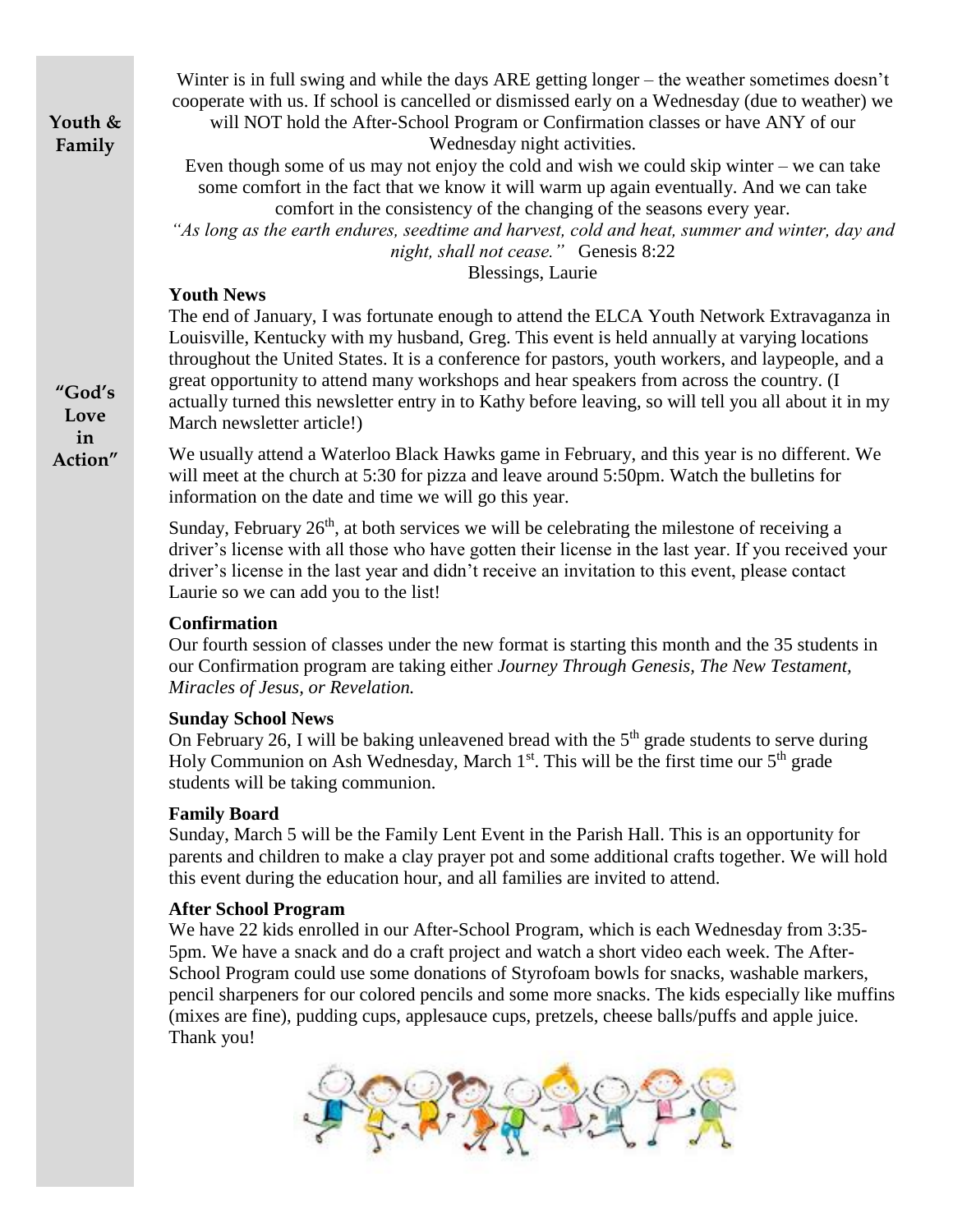**Youth & Family**

**"God's Love in Action"**

Winter is in full swing and while the days ARE getting longer – the weather sometimes doesn't cooperate with us. If school is cancelled or dismissed early on a Wednesday (due to weather) we will NOT hold the After-School Program or Confirmation classes or have ANY of our Wednesday night activities.

Even though some of us may not enjoy the cold and wish we could skip winter – we can take some comfort in the fact that we know it will warm up again eventually. And we can take comfort in the consistency of the changing of the seasons every year.

*"As long as the earth endures, seedtime and harvest, cold and heat, summer and winter, day and night, shall not cease."* Genesis 8:22

Blessings, Laurie

### Youth News

The end of January, I was fortunate enough to attend the ELCA Youth Network Extravaganza in Louisville, Kentucky with my husband, Greg. This event is held annually at varying locations throughout the United States. It is a conference for pastors, youth workers, and laypeople, and a great opportunity to attend many workshops and hear speakers from across the country. (I actually turned this newsletter entry in to Kathy before leaving, so will tell you all about it in my March newsletter article!)

We usually attend a Waterloo Black Hawks game in February, and this year is no different. We will meet at the church at 5:30 for pizza and leave around 5:50pm. Watch the bulletins for information on the date and time we will go this year.

Sunday, February 26th, at both services we will be celebrating the milestone of receiving a driver's license with all those who have gotten their license in the last year. If you received your driver's license in the last year and didn't receive an invitation to this event, please contact Laurie so we can add you to the list!

### Confirmation

Our fourth session of classes under the new format is starting this month and the 35 students in our Confirmation program are taking either *Journey Through Genesis, The New Testament, Miracles of Jesus, or Revelation.*

### Sunday School News

On February 26, I will be baking unleavened bread with the 5th grade students to serve during Holy Communion on Ash Wednesday, March 1st. This will be the first time our 5th grade students will be taking communion.

### Family Board

Sunday, March 5 will be the Family Lent Event in the Parish Hall. This is an opportunity for parents and children to make a clay prayer pot and some additional crafts together. We will hold this event during the education hour, and all families are invited to attend.

### After School Program

We have 22 kids enrolled in our After-School Program, which is each Wednesday from 3:35-5pm. We have a snack and do a craft project and watch a short video each week. The After-School Program could use some donations of Styrofoam bowls for snacks, washable markers, pencil sharpeners for our colored pencils and some more snacks. The kids especially like muffins (mixes are fine), pudding cups, applesauce cups, pretzels, cheese balls/puffs and apple juice. Thank you!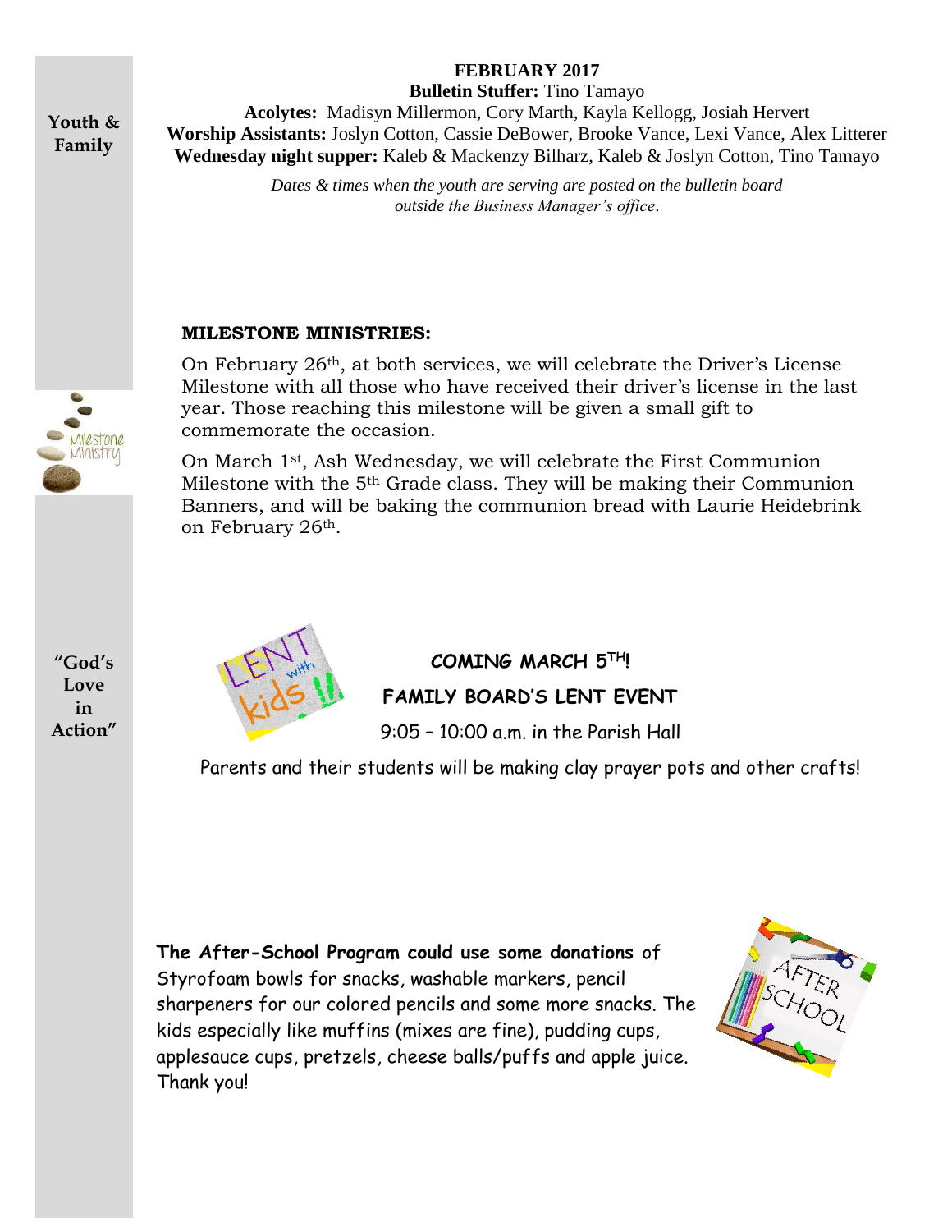**Youth & Family**

**FEBRUARY 2017**

**Bulletin Stuffer:** Tino Tamayo

**Acolytes:** Madisyn Millermon, Cory Marth, Kayla Kellogg, Josiah Hervert

**Worship Assistants:** Joslyn Cotton, Cassie DeBower, Brooke Vance, Lexi Vance, Alex Litterer

**Wednesday night supper:** Kaleb & Mackenzy Bilharz, Kaleb & Joslyn Cotton, Tino Tamayo

*Dates & times when the youth are serving are posted on the bulletin board outside the Business Manager's office.*

**MILESTONE MINISTRIES:**

On February 26th, at both services, we will celebrate the Driver's License Milestone with all those who have received their driver's license in the last year. Those reaching this milestone will be given a small gift to commemorate the occasion.

On March 1st, Ash Wednesday, we will celebrate the First Communion Milestone with the 5th Grade class. They will be making their Communion Banners, and will be baking the communion bread with Laurie Heidebrink on February 26th.

**"God's Love in Action"**

**COMING MARCH 5TH!**

**FAMILY BOARD'S LENT EVENT**

9:05 – 10:00 a.m. in the Parish Hall

Parents and their students will be making clay prayer pots and other crafts!

**The After-School Program could use some donations** of Styrofoam bowls for snacks, washable markers, pencil sharpeners for our colored pencils and some more snacks. The kids especially like muffins (mixes are fine), pudding cups, applesauce cups, pretzels, cheese balls/puffs and apple juice. Thank you!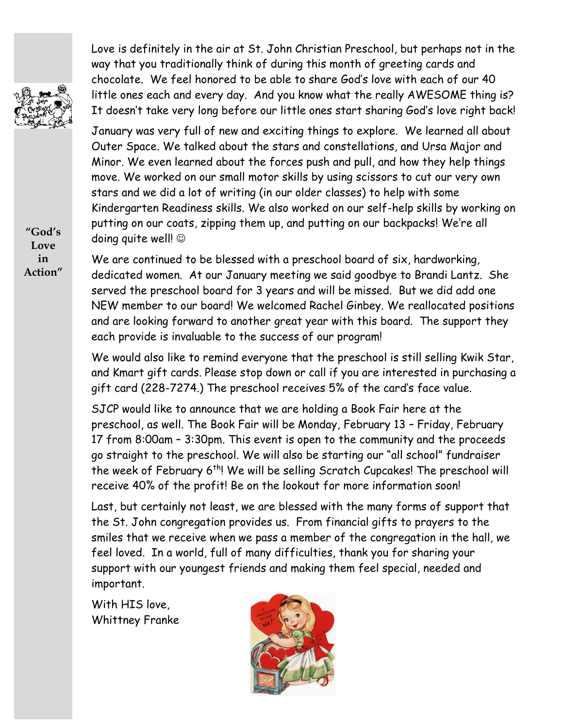**"God's Love in Action"**

Love is definitely in the air at St. John Christian Preschool, but perhaps not in the way that you traditionally think of during this month of greeting cards and chocolate. We feel honored to be able to share God's love with each of our 40 little ones each and every day. And you know what the really AWESOME thing is? It doesn't take very long before our little ones start sharing God's love right back!

January was very full of new and exciting things to explore. We learned all about Outer Space. We talked about the stars and constellations, and Ursa Major and Minor. We even learned about the forces push and pull, and how they help things move. We worked on our small motor skills by using scissors to cut our very own stars and we did a lot of writing (in our older classes) to help with some Kindergarten Readiness skills. We also worked on our self-help skills by working on putting on our coats, zipping them up, and putting on our backpacks! We're all doing quite well! ☺

We are continued to be blessed with a preschool board of six, hardworking, dedicated women. At our January meeting we said goodbye to Brandi Lantz. She served the preschool board for 3 years and will be missed. But we did add one NEW member to our board! We welcomed Rachel Ginbey. We reallocated positions and are looking forward to another great year with this board. The support they each provide is invaluable to the success of our program!

We would also like to remind everyone that the preschool is still selling Kwik Star, and Kmart gift cards. Please stop down or call if you are interested in purchasing a gift card (228-7274.) The preschool receives 5% of the card's face value.

SJCP would like to announce that we are holding a Book Fair here at the preschool, as well. The Book Fair will be Monday, February 13 – Friday, February 17 from 8:00am – 3:30pm. This event is open to the community and the proceeds go straight to the preschool. We will also be starting our "all school" fundraiser the week of February 6th! We will be selling Scratch Cupcakes! The preschool will receive 40% of the profit! Be on the lookout for more information soon!

Last, but certainly not least, we are blessed with the many forms of support that the St. John congregation provides us. From financial gifts to prayers to the smiles that we receive when we pass a member of the congregation in the hall, we feel loved. In a world, full of many difficulties, thank you for sharing your support with our youngest friends and making them feel special, needed and important.

With HIS love,
Whittney Franke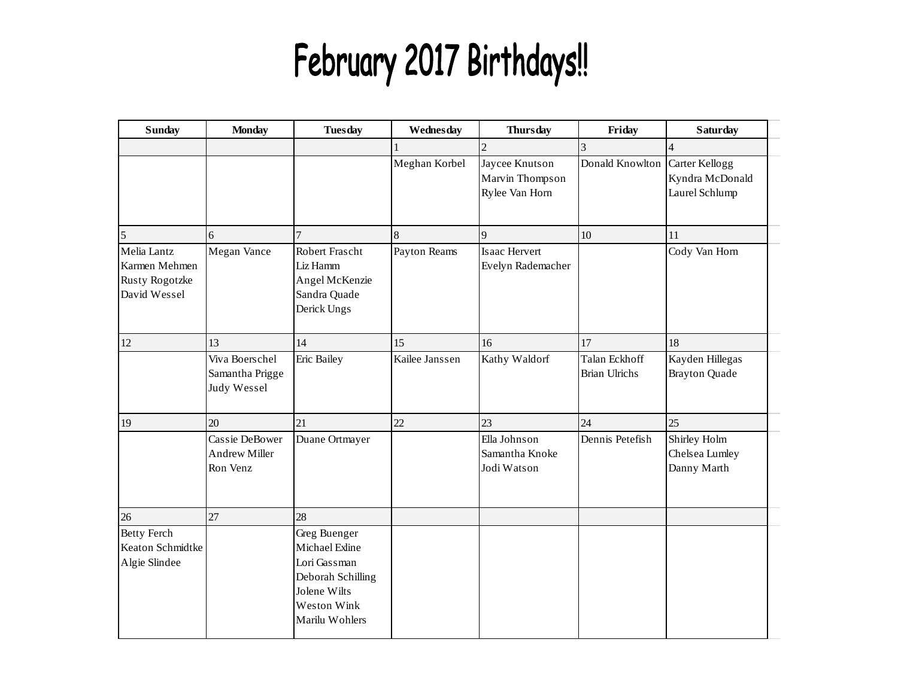# February 2017 Birthdays!!

| Sunday | Monday | Tuesday | Wednesday | Thursday | Friday | Saturday |
|---|---|---|---|---|---|---|
| | | | 1 | 2 | 3 | 4 |
| | | | Meghan Korbel | Jaycee Knutson<br>Marvin Thompson<br>Rylee Van Horn | Donald Knowlton | Carter Kellogg<br>Kyndra McDonald<br>Laurel Schlump |
| 5 | 6 | 7 | 8 | 9 | 10 | 11 |
| Melia Lantz<br>Karmen Mehmen<br>Rusty Rogotzke<br>David Wessel | Megan Vance | Robert Frascht<br>Liz Hamm<br>Angel McKenzie<br>Sandra Quade<br>Derick Ungs | Payton Reams | Isaac Hervert<br>Evelyn Rademacher | | Cody Van Horn |
| 12 | 13 | 14 | 15 | 16 | 17 | 18 |
| | Viva Boerschel<br>Samantha Prigge<br>Judy Wessel | Eric Bailey | Kailee Janssen | Kathy Waldorf | Talan Eckhoff<br>Brian Ulrichs | Kayden Hillegas<br>Brayton Quade |
| 19 | 20 | 21 | 22 | 23 | 24 | 25 |
| | Cassie DeBower<br>Andrew Miller<br>Ron Venz | Duane Ortmayer | | Ella Johnson<br>Samantha Knoke<br>Jodi Watson | Dennis Petefish | Shirley Holm<br>Chelsea Lumley<br>Danny Marth |
| 26 | 27 | 28 | | | | |
| Betty Ferch<br>Keaton Schmidtke<br>Algie Slindee | | Greg Buenger<br>Michael Exline<br>Lori Gassman<br>Deborah Schilling<br>Jolene Wilts<br>Weston Wink<br>Marilu Wohlers | | | | |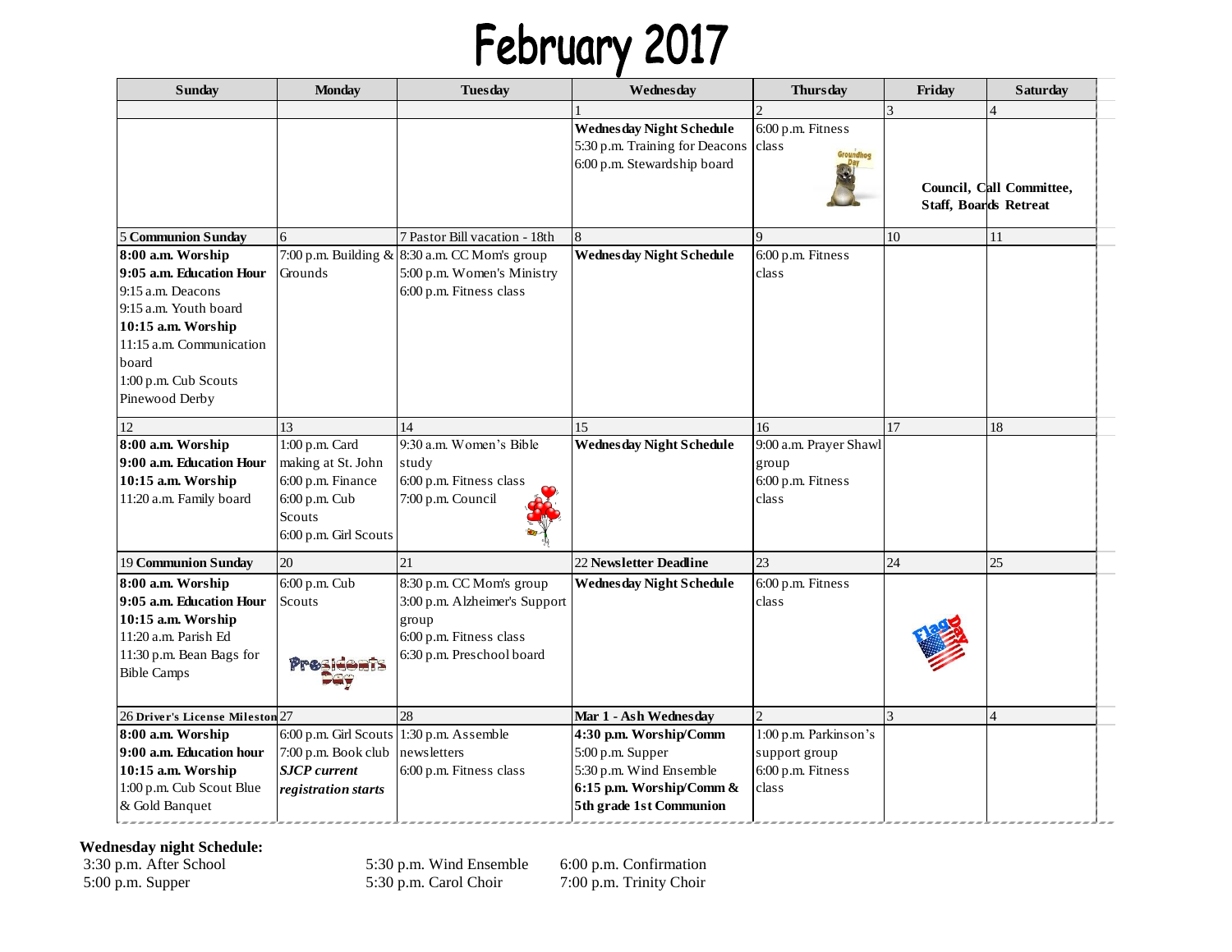# February 2017

| Sunday | Monday | Tuesday | Wednesday | Thursday | Friday | Saturday |
|---|---|---|---|---|---|---|
| | | | 1 | 2 | 3 | 4 |
| | | | **Wednesday Night Schedule**<br>5:30 p.m. Training for Deacons<br>6:00 p.m. Stewardship board | 6:00 p.m. Fitness class | **Council, Call Committee, Staff, Boards Retreat** | |
| 5 **Communion Sunday** | 6 | 7 Pastor Bill vacation - 18th | 8 | 9 | 10 | 11 |
| **8:00 a.m. Worship**<br>**9:05 a.m. Education Hour**<br>9:15 a.m. Deacons<br>9:15 a.m. Youth board<br>**10:15 a.m. Worship**<br>11:15 a.m. Communication board<br>1:00 p.m. Cub Scouts Pinewood Derby | 7:00 p.m. Building & Grounds | 8:30 a.m. CC Mom's group<br>5:00 p.m. Women's Ministry<br>6:00 p.m. Fitness class | **Wednesday Night Schedule** | 6:00 p.m. Fitness class | | |
| 12 | 13 | 14 | 15 | 16 | 17 | 18 |
| **8:00 a.m. Worship**<br>**9:00 a.m. Education Hour**<br>**10:15 a.m. Worship**<br>11:20 a.m. Family board | 1:00 p.m. Card making at St. John<br>6:00 p.m. Finance<br>6:00 p.m. Cub Scouts<br>6:00 p.m. Girl Scouts | 9:30 a.m. Women's Bible study<br>6:00 p.m. Fitness class<br>7:00 p.m. Council | **Wednesday Night Schedule** | 9:00 a.m. Prayer Shawl group<br>6:00 p.m. Fitness class | | |
| 19 **Communion Sunday** | 20 | 21 | 22 **Newsletter Deadline** | 23 | 24 | 25 |
| **8:00 a.m. Worship**<br>**9:05 a.m. Education Hour**<br>**10:15 a.m. Worship**<br>11:20 a.m. Parish Ed<br>11:30 p.m. Bean Bags for Bible Camps | 6:00 p.m. Cub Scouts<br>Presidents Day | 8:30 p.m. CC Mom's group<br>3:00 p.m. Alzheimer's Support group<br>6:00 p.m. Fitness class<br>6:30 p.m. Preschool board | **Wednesday Night Schedule** | 6:00 p.m. Fitness class | Flag Day | |
| 26 **Driver's License Mileston** | 27 | 28 | **Mar 1 - Ash Wednesday** | 2 | 3 | 4 |
| **8:00 a.m. Worship**<br>**9:00 a.m. Education hour**<br>**10:15 a.m. Worship**<br>1:00 p.m. Cub Scout Blue & Gold Banquet | 6:00 p.m. Girl Scouts<br>7:00 p.m. Book club<br>***SJCP current registration starts*** | 1:30 p.m. Assemble newsletters<br>6:00 p.m. Fitness class | **4:30 p.m. Worship/Comm**<br>5:00 p.m. Supper<br>5:30 p.m. Wind Ensemble<br>**6:15 p.m. Worship/Comm &**<br>**5th grade 1st Communion** | 1:00 p.m. Parkinson's support group<br>6:00 p.m. Fitness class | | |

**Wednesday night Schedule:**

3:30 p.m. After School
5:00 p.m. Supper
5:30 p.m. Wind Ensemble
5:30 p.m. Carol Choir
6:00 p.m. Confirmation
7:00 p.m. Trinity Choir